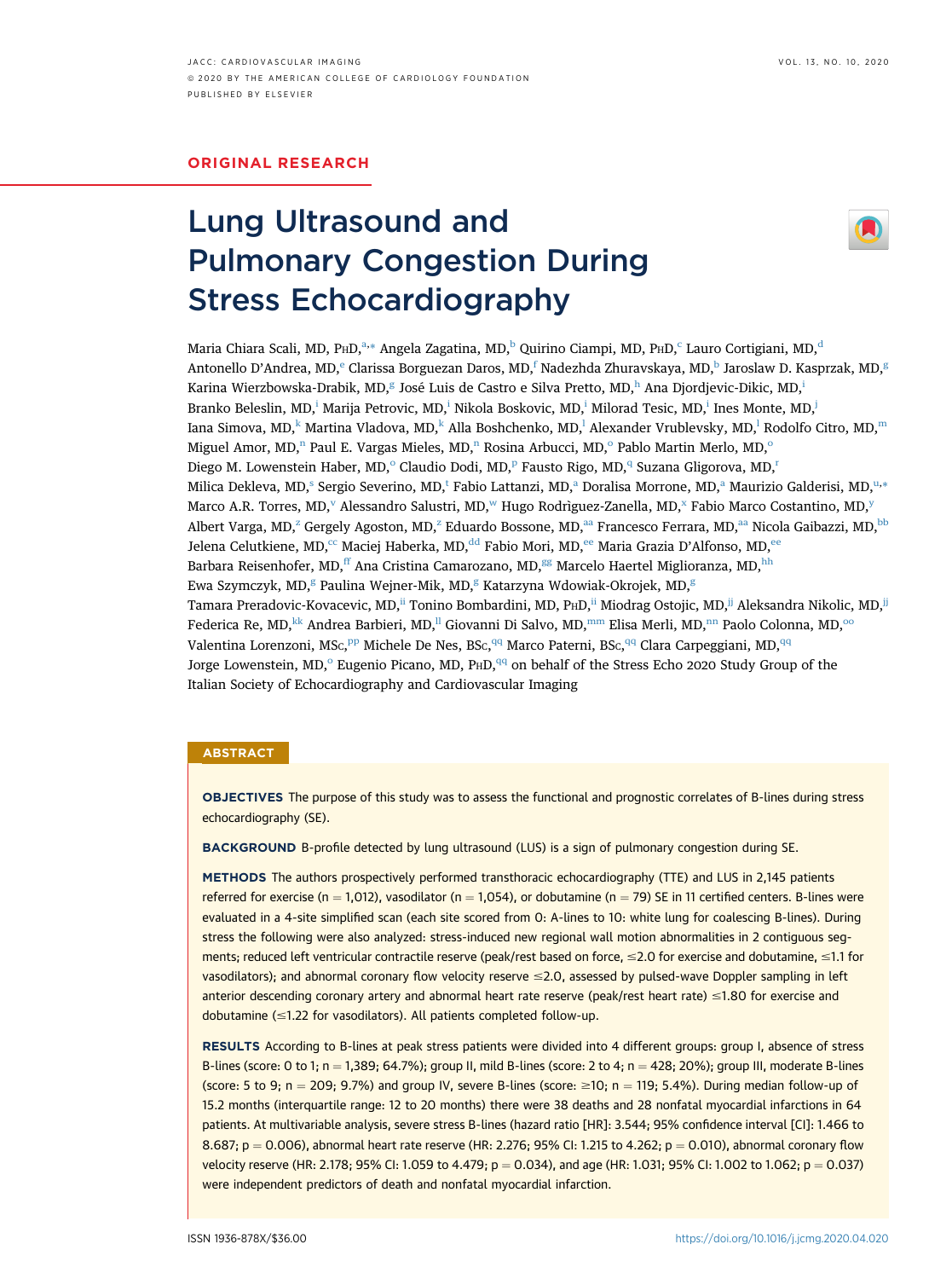ORIGINAL RESEARCH

# Lung Ultrasound and Pulmonary Congestion During Stress Echocardiography

Maria Chiara Scali, MD, PhD,[a,*] Angela Zagatina, MD,[b] Quirino Ciampi, MD, PhD,[c] Lauro Cortigiani, MD,[d] Antonello D'Andrea, MD,[e] Clarissa Borguezan Daros, MD,[f] Nadezhda Zhuravskaya, MD,[b] Jaroslaw D. Kasprzak, MD,[g] Karina Wierzbowska-Drabik, MD,[g] José Luis de Castro e Silva Pretto, MD,[h] Ana Djordjevic-Dikic, MD,[i] Branko Beleslin, MD,[i] Marija Petrovic, MD,[i] Nikola Boskovic, MD,[i] Milorad Tesic, MD,[i] Ines Monte, MD,[j] Iana Simova, MD,[k] Martina Vladova, MD,[k] Alla Boshchenko, MD,[l] Alexander Vrublevsky, MD,[l] Rodolfo Citro, MD,[m] Miguel Amor, MD,[n] Paul E. Vargas Mieles, MD,[n] Rosina Arbucci, MD,[o] Pablo Martin Merlo, MD,[o] Diego M. Lowenstein Haber, MD,[o] Claudio Dodi, MD,[p] Fausto Rigo, MD,[q] Suzana Gligorova, MD,[r] Milica Dekleva, MD,[s] Sergio Severino, MD,[t] Fabio Lattanzi, MD,[a] Doralisa Morrone, MD,[a] Maurizio Galderisi, MD,[u,*] Marco A.R. Torres, MD,[v] Alessandro Salustri, MD,[w] Hugo Rodrìguez-Zanella, MD,[x] Fabio Marco Costantino, MD,[y] Albert Varga, MD,[z] Gergely Agoston, MD,[z] Eduardo Bossone, MD,[aa] Francesco Ferrara, MD,[aa] Nicola Gaibazzi, MD,[bb] Jelena Celutkiene, MD,[cc] Maciej Haberka, MD,[dd] Fabio Mori, MD,[ee] Maria Grazia D'Alfonso, MD,[ee] Barbara Reisenhofer, MD,[ff] Ana Cristina Camarozano, MD,[gg] Marcelo Haertel Miglioranza, MD,[hh] Ewa Szymczyk, MD,[g] Paulina Wejner-Mik, MD,[g] Katarzyna Wdowiak-Okrojek, MD,[g] Tamara Preradovic-Kovacevic, MD,[ii] Tonino Bombardini, MD, PhD,[ii] Miodrag Ostojic, MD,[jj] Aleksandra Nikolic, MD,[jj] Federica Re, MD,[kk] Andrea Barbieri, MD,[ll] Giovanni Di Salvo, MD,[mm] Elisa Merli, MD,[nn] Paolo Colonna, MD,[oo] Valentina Lorenzoni, MSc,[pp] Michele De Nes, BSc,[qq] Marco Paterni, BSc,[qq] Clara Carpeggiani, MD,[qq] Jorge Lowenstein, MD,[o] Eugenio Picano, MD, PhD,[qq] on behalf of the Stress Echo 2020 Study Group of the Italian Society of Echocardiography and Cardiovascular Imaging

## ABSTRACT

**OBJECTIVES** The purpose of this study was to assess the functional and prognostic correlates of B-lines during stress echocardiography (SE).

**BACKGROUND** B-profile detected by lung ultrasound (LUS) is a sign of pulmonary congestion during SE.

**METHODS** The authors prospectively performed transthoracic echocardiography (TTE) and LUS in 2,145 patients referred for exercise (n = 1,012), vasodilator (n = 1,054), or dobutamine (n = 79) SE in 11 certified centers. B-lines were evaluated in a 4-site simplified scan (each site scored from 0: A-lines to 10: white lung for coalescing B-lines). During stress the following were also analyzed: stress-induced new regional wall motion abnormalities in 2 contiguous segments; reduced left ventricular contractile reserve (peak/rest based on force, ≤2.0 for exercise and dobutamine, ≤1.1 for vasodilators); and abnormal coronary flow velocity reserve ≤2.0, assessed by pulsed-wave Doppler sampling in left anterior descending coronary artery and abnormal heart rate reserve (peak/rest heart rate) ≤1.80 for exercise and dobutamine (≤1.22 for vasodilators). All patients completed follow-up.

**RESULTS** According to B-lines at peak stress patients were divided into 4 different groups: group I, absence of stress B-lines (score: 0 to 1; n = 1,389; 64.7%); group II, mild B-lines (score: 2 to 4; n = 428; 20%); group III, moderate B-lines (score: 5 to 9; n = 209; 9.7%) and group IV, severe B-lines (score: ≥10; n = 119; 5.4%). During median follow-up of 15.2 months (interquartile range: 12 to 20 months) there were 38 deaths and 28 nonfatal myocardial infarctions in 64 patients. At multivariable analysis, severe stress B-lines (hazard ratio [HR]: 3.544; 95% confidence interval [CI]: 1.466 to 8.687; p = 0.006), abnormal heart rate reserve (HR: 2.276; 95% CI: 1.215 to 4.262; p = 0.010), abnormal coronary flow velocity reserve (HR: 2.178; 95% CI: 1.059 to 4.479; p = 0.034), and age (HR: 1.031; 95% CI: 1.002 to 1.062; p = 0.037) were independent predictors of death and nonfatal myocardial infarction.

ISSN 1936-878X/$36.00 https://doi.org/10.1016/j.jcmg.2020.04.020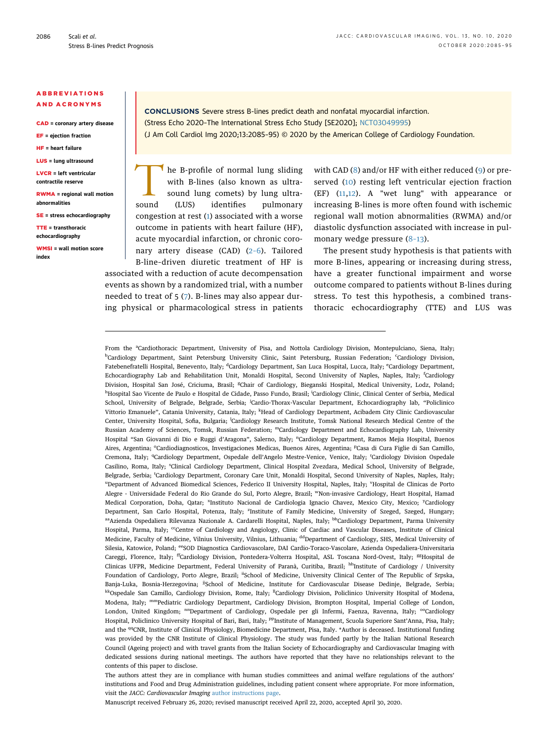## ABBREVIATIONS AND ACRONYMS

**CAD** = coronary artery disease

**EF** = ejection fraction

**HF** = heart failure

**LUS** = lung ultrasound

**LVCR** = left ventricular contractile reserve

**RWMA** = regional wall motion abnormalities

**SE** = stress echocardiography

**TTE** = transthoracic echocardiography

**WMSI** = wall motion score index

**CONCLUSIONS** Severe stress B-lines predict death and nonfatal myocardial infarction. (Stress Echo 2020–The International Stress Echo Study [SE2020]; NCT03049995) (J Am Coll Cardiol Img 2020;13:2085–95) © 2020 by the American College of Cardiology Foundation.

The B-profile of normal lung sliding with B-lines (also known as ultrasound lung comets) by lung ultrasound (LUS) identifies pulmonary congestion at rest (1) associated with a worse outcome in patients with heart failure (HF), acute myocardial infarction, or chronic coronary artery disease (CAD) (2–6). Tailored B-line-driven diuretic treatment of HF is associated with a reduction of acute decompensation events as shown by a randomized trial, with a number needed to treat of 5 (7). B-lines may also appear during physical or pharmacological stress in patients with CAD (8) and/or HF with either reduced (9) or preserved (10) resting left ventricular ejection fraction (EF) (11,12). A "wet lung" with appearance or increasing B-lines is more often found with ischemic regional wall motion abnormalities (RWMA) and/or diastolic dysfunction associated with increase in pulmonary wedge pressure (8–13).

The present study hypothesis is that patients with more B-lines, appearing or increasing during stress, have a greater functional impairment and worse outcome compared to patients without B-lines during stress. To test this hypothesis, a combined transthoracic echocardiography (TTE) and LUS was

---

From the [a]Cardiothoracic Department, University of Pisa, and Nottola Cardiology Division, Montepulciano, Siena, Italy; [b]Cardiology Department, Saint Petersburg University Clinic, Saint Petersburg, Russian Federation; [c]Cardiology Division, Fatebenefratelli Hospital, Benevento, Italy; [d]Cardiology Department, San Luca Hospital, Lucca, Italy; [e]Cardiology Department, Echocardiography Lab and Rehabilitation Unit, Monaldi Hospital, Second University of Naples, Naples, Italy; [f]Cardiology Division, Hospital San José, Criciuma, Brasil; [g]Chair of Cardiology, Bieganski Hospital, Medical University, Lodz, Poland; [h]Hospital Sao Vicente de Paulo e Hospital de Cidade, Passo Fundo, Brasil; [i]Cardiology Clinic, Clinical Center of Serbia, Medical School, University of Belgrade, Belgrade, Serbia; [j]Cardio-Thorax-Vascular Department, Echocardiography lab, "Policlinico Vittorio Emanuele", Catania University, Catania, Italy; [k]Head of Cardiology Department, Acibadem City Clinic Cardiovascular Center, University Hospital, Sofia, Bulgaria; [l]Cardiology Research Institute, Tomsk National Research Medical Centre of the Russian Academy of Sciences, Tomsk, Russian Federation; [m]Cardiology Department and Echocardiography Lab, University Hospital "San Giovanni di Dio e Ruggi d'Aragona", Salerno, Italy; [n]Cardiology Department, Ramos Mejia Hospital, Buenos Aires, Argentina; [o]Cardiodiagnosticos, Investigaciones Medicas, Buenos Aires, Argentina; [p]Casa di Cura Figlie di San Camillo, Cremona, Italy; [q]Cardiology Department, Ospedale dell'Angelo Mestre-Venice, Venice, Italy; [r]Cardiology Division Ospedale Casilino, Roma, Italy; [s]Clinical Cardiology Department, Clinical Hospital Zvezdara, Medical School, University of Belgrade, Belgrade, Serbia; [t]Cardiology Department, Coronary Care Unit, Monaldi Hospital, Second University of Naples, Naples, Italy; [u]Department of Advanced Biomedical Sciences, Federico II University Hospital, Naples, Italy; [v]Hospital de Clinicas de Porto Alegre - Universidade Federal do Rio Grande do Sul, Porto Alegre, Brazil; [w]Non-invasive Cardiology, Heart Hospital, Hamad Medical Corporation, Doha, Qatar; [x]Instituto Nacional de Cardiologia Ignacio Chavez, Mexico City, Mexico; [y]Cardiology Department, San Carlo Hospital, Potenza, Italy; [z]Institute of Family Medicine, University of Szeged, Szeged, Hungary; [aa]Azienda Ospedaliera Rilevanza Nazionale A. Cardarelli Hospital, Naples, Italy; [bb]Cardiology Department, Parma University Hospital, Parma, Italy; [cc]Centre of Cardiology and Angiology, Clinic of Cardiac and Vascular Diseases, Institute of Clinical Medicine, Faculty of Medicine, Vilnius University, Vilnius, Lithuania; [dd]Department of Cardiology, SHS, Medical University of Silesia, Katowice, Poland; [ee]SOD Diagnostica Cardiovascolare, DAI Cardio-Toraco-Vascolare, Azienda Ospedaliera-Universitaria Careggi, Florence, Italy; [ff]Cardiology Division, Pontedera-Volterra Hospital, ASL Toscana Nord-Ovest, Italy; [gg]Hospital de Clinicas UFPR, Medicine Department, Federal University of Paraná, Curitiba, Brazil; [hh]Institute of Cardiology / University Foundation of Cardiology, Porto Alegre, Brazil; [ii]School of Medicine, University Clinical Center of The Republic of Srpska, Banja-Luka, Bosnia-Herzegovina; [jj]School of Medicine, Institute for Cardiovascular Disease Dedinje, Belgrade, Serbia; [kk]Ospedale San Camillo, Cardiology Division, Rome, Italy; [ll]Cardiology Division, Policlinico University Hospital of Modena, Modena, Italy; [mm]Pediatric Cardiology Department, Cardiology Division, Brompton Hospital, Imperial College of London, London, United Kingdom; [nn]Department of Cardiology, Ospedale per gli Infermi, Faenza, Ravenna, Italy; [oo]Cardiology Hospital, Policlinico University Hospital of Bari, Bari, Italy; [pp]Institute of Management, Scuola Superiore Sant'Anna, Pisa, Italy; and the [qq]CNR, Institute of Clinical Physiology, Biomedicine Department, Pisa, Italy. *Author is deceased. Institutional funding was provided by the CNR Institute of Clinical Physiology. The study was funded partly by the Italian National Research Council (Ageing project) and with travel grants from the Italian Society of Echocardiography and Cardiovascular Imaging with dedicated sessions during national meetings. The authors have reported that they have no relationships relevant to the contents of this paper to disclose.

The authors attest they are in compliance with human studies committees and animal welfare regulations of the authors' institutions and Food and Drug Administration guidelines, including patient consent where appropriate. For more information, visit the *JACC: Cardiovascular Imaging* author instructions page.

Manuscript received February 26, 2020; revised manuscript received April 22, 2020, accepted April 30, 2020.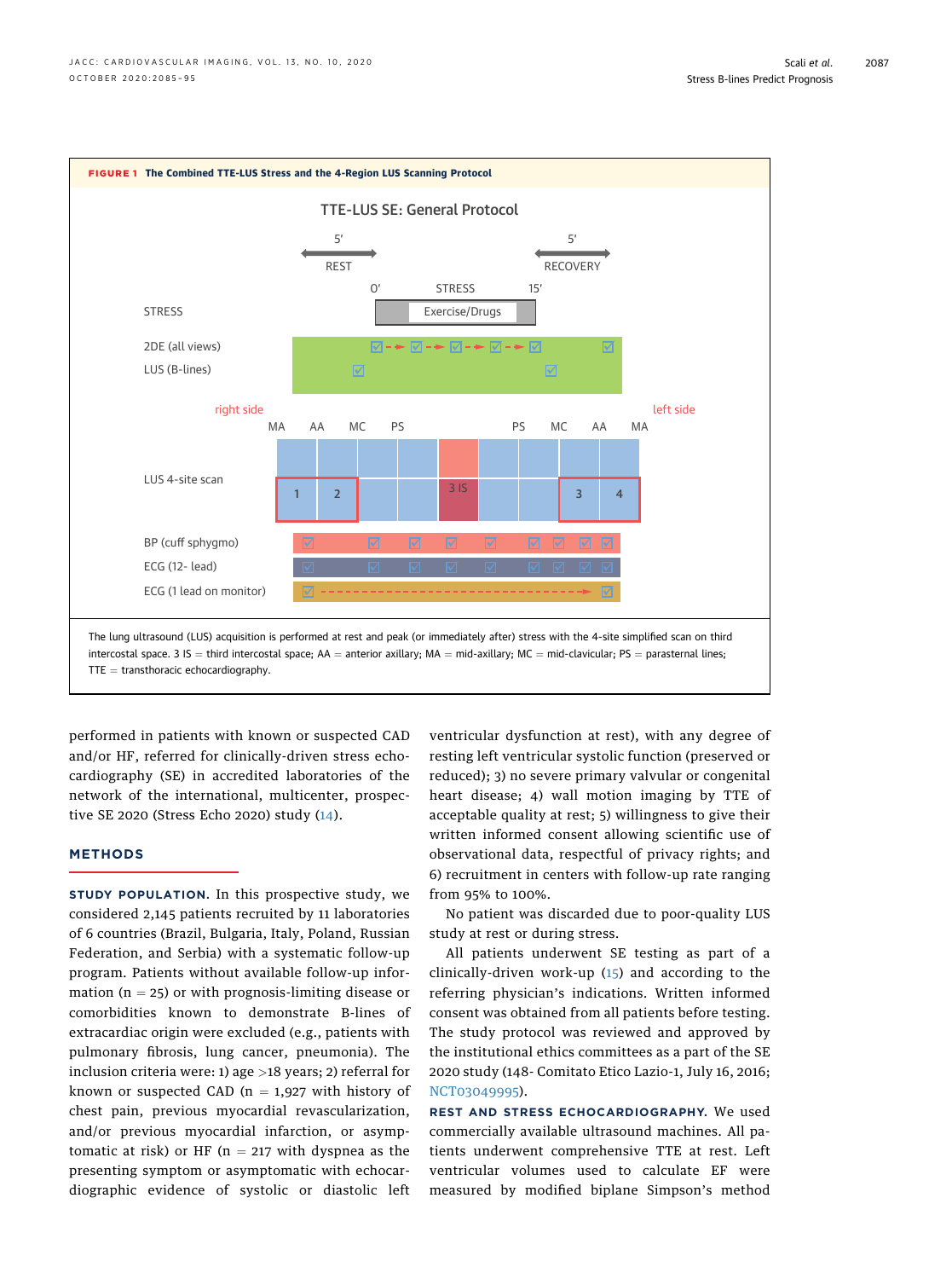**FIGURE 1 The Combined TTE-LUS Stress and the 4-Region LUS Scanning Protocol**

The lung ultrasound (LUS) acquisition is performed at rest and peak (or immediately after) stress with the 4-site simplified scan on third intercostal space. 3 IS = third intercostal space; AA = anterior axillary; MA = mid-axillary; MC = mid-clavicular; PS = parasternal lines; TTE = transthoracic echocardiography.

performed in patients with known or suspected CAD and/or HF, referred for clinically-driven stress echocardiography (SE) in accredited laboratories of the network of the international, multicenter, prospective SE 2020 (Stress Echo 2020) study (14).

## METHODS

**STUDY POPULATION.** In this prospective study, we considered 2,145 patients recruited by 11 laboratories of 6 countries (Brazil, Bulgaria, Italy, Poland, Russian Federation, and Serbia) with a systematic follow-up program. Patients without available follow-up information (n = 25) or with prognosis-limiting disease or comorbidities known to demonstrate B-lines of extracardiac origin were excluded (e.g., patients with pulmonary fibrosis, lung cancer, pneumonia). The inclusion criteria were: 1) age >18 years; 2) referral for known or suspected CAD (n = 1,927 with history of chest pain, previous myocardial revascularization, and/or previous myocardial infarction, or asymptomatic at risk) or HF (n = 217 with dyspnea as the presenting symptom or asymptomatic with echocardiographic evidence of systolic or diastolic left ventricular dysfunction at rest), with any degree of resting left ventricular systolic function (preserved or reduced); 3) no severe primary valvular or congenital heart disease; 4) wall motion imaging by TTE of acceptable quality at rest; 5) willingness to give their written informed consent allowing scientific use of observational data, respectful of privacy rights; and 6) recruitment in centers with follow-up rate ranging from 95% to 100%.

No patient was discarded due to poor-quality LUS study at rest or during stress.

All patients underwent SE testing as part of a clinically-driven work-up (15) and according to the referring physician's indications. Written informed consent was obtained from all patients before testing. The study protocol was reviewed and approved by the institutional ethics committees as a part of the SE 2020 study (148- Comitato Etico Lazio-1, July 16, 2016; NCT03049995).

**REST AND STRESS ECHOCARDIOGRAPHY.** We used commercially available ultrasound machines. All patients underwent comprehensive TTE at rest. Left ventricular volumes used to calculate EF were measured by modified biplane Simpson's method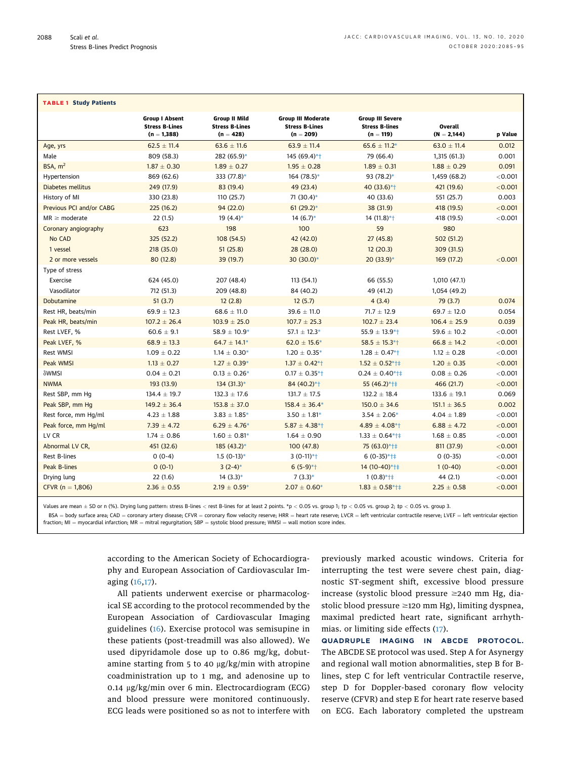**TABLE 1 Study Patients**

| | Group I Absent Stress B-Lines (n = 1,388) | Group II Mild Stress B-Lines (n = 428) | Group III Moderate Stress B-Lines (n = 209) | Group III Severe Stress B-Lines (n = 119) | Overall (N = 2,144) | p Value |
|---|---|---|---|---|---|---|
| Age, yrs | 62.5 ± 11.4 | 63.6 ± 11.6 | 63.9 ± 11.4 | 65.6 ± 11.2* | 63.0 ± 11.4 | 0.012 |
| Male | 809 (58.3) | 282 (65.9)* | 145 (69.4)*† | 79 (66.4) | 1,315 (61.3) | 0.001 |
| BSA, m² | 1.87 ± 0.30 | 1.89 ± 0.27 | 1.95 ± 0.28 | 1.89 ± 0.31 | 1.88 ± 0.29 | 0.091 |
| Hypertension | 869 (62.6) | 333 (77.8)* | 164 (78.5)* | 93 (78.2)* | 1,459 (68.2) | <0.001 |
| Diabetes mellitus | 249 (17.9) | 83 (19.4) | 49 (23.4) | 40 (33.6)*† | 421 (19.6) | <0.001 |
| History of MI | 330 (23.8) | 110 (25.7) | 71 (30.4)* | 40 (33.6) | 551 (25.7) | 0.003 |
| Previous PCI and/or CABG | 225 (16.2) | 94 (22.0) | 61 (29.2)* | 38 (31.9) | 418 (19.5) | <0.001 |
| MR ≥ moderate | 22 (1.5) | 19 (4.4)* | 14 (6.7)* | 14 (11.8)*† | 418 (19.5) | <0.001 |
| Coronary angiography | 623 | 198 | 100 | 59 | 980 | |
| No CAD | 325 (52.2) | 108 (54.5) | 42 (42.0) | 27 (45.8) | 502 (51.2) | |
| 1 vessel | 218 (35.0) | 51 (25.8) | 28 (28.0) | 12 (20.3) | 309 (31.5) | |
| 2 or more vessels | 80 (12.8) | 39 (19.7) | 30 (30.0)* | 20 (33.9)* | 169 (17.2) | <0.001 |
| Type of stress | | | | | | |
| Exercise | 624 (45.0) | 207 (48.4) | 113 (54.1) | 66 (55.5) | 1,010 (47.1) | |
| Vasodilator | 712 (51.3) | 209 (48.8) | 84 (40.2) | 49 (41.2) | 1,054 (49.2) | |
| Dobutamine | 51 (3.7) | 12 (2.8) | 12 (5.7) | 4 (3.4) | 79 (3.7) | 0.074 |
| Rest HR, beats/min | 69.9 ± 12.3 | 68.6 ± 11.0 | 39.6 ± 11.0 | 71.7 ± 12.9 | 69.7 ± 12.0 | 0.054 |
| Peak HR, beats/min | 107.2 ± 26.4 | 103.9 ± 25.0 | 107.7 ± 25.3 | 102.7 ± 23.4 | 106.4 ± 25.9 | 0.039 |
| Rest LVEF, % | 60.6 ± 9.1 | 58.9 ± 10.9* | 57.1 ± 12.3* | 55.9 ± 13.9*† | 59.6 ± 10.2 | <0.001 |
| Peak LVEF, % | 68.9 ± 13.3 | 64.7 ± 14.1* | 62.0 ± 15.6* | 58.5 ± 15.3*† | 66.8 ± 14.2 | <0.001 |
| Rest WMSI | 1.09 ± 0.22 | 1.14 ± 0.30* | 1.20 ± 0.35* | 1.28 ± 0.47*† | 1.12 ± 0.28 | <0.001 |
| Peak WMSI | 1.13 ± 0.27 | 1.27 ± 0.39* | 1.37 ± 0.42*† | 1.52 ± 0.52*†‡ | 1.20 ± 0.35 | <0.001 |
| δWMSI | 0.04 ± 0.21 | 0.13 ± 0.26* | 0.17 ± 0.35*† | 0.24 ± 0.40*†‡ | 0.08 ± 0.26 | <0.001 |
| NWMA | 193 (13.9) | 134 (31.3)* | 84 (40.2)*† | 55 (46.2)*†‡ | 466 (21.7) | <0.001 |
| Rest SBP, mm Hg | 134.4 ± 19.7 | 132.3 ± 17.6 | 131.7 ± 17.5 | 132.2 ± 18.4 | 133.6 ± 19.1 | 0.069 |
| Peak SBP, mm Hg | 149.2 ± 36.4 | 153.8 ± 37.0 | 158.4 ± 36.4* | 150.0 ± 34.6 | 151.1 ± 36.5 | 0.002 |
| Rest force, mm Hg/ml | 4.23 ± 1.88 | 3.83 ± 1.85* | 3.50 ± 1.81* | 3.54 ± 2.06* | 4.04 ± 1.89 | <0.001 |
| Peak force, mm Hg/ml | 7.39 ± 4.72 | 6.29 ± 4.76* | 5.87 ± 4.38*† | 4.89 ± 4.08*† | 6.88 ± 4.72 | <0.001 |
| LV CR | 1.74 ± 0.86 | 1.60 ± 0.81* | 1.64 ± 0.90 | 1.33 ± 0.64*†‡ | 1.68 ± 0.85 | <0.001 |
| Abnormal LV CR, | 451 (32.6) | 185 (43.2)* | 100 (47.8) | 75 (63.0)*†‡ | 811 (37.9) | <0.001 |
| Rest B-lines | 0 (0-4) | 1.5 (0-13)* | 3 (0-11)*† | 6 (0-35)*†‡ | 0 (0-35) | <0.001 |
| Peak B-lines | 0 (0-1) | 3 (2-4)* | 6 (5-9)*† | 14 (10-40)*†‡ | 1 (0-40) | <0.001 |
| Drying lung | 22 (1.6) | 14 (3.3)* | 7 (3.3)* | 1 (0.8)*†‡ | 44 (2.1) | <0.001 |
| CFVR (n = 1,806) | 2.36 ± 0.55 | 2.19 ± 0.59* | 2.07 ± 0.60* | 1.83 ± 0.58*†‡ | 2.25 ± 0.58 | <0.001 |

Values are mean ± SD or n (%). Drying lung pattern: stress B-lines < rest B-lines for at least 2 points. *p < 0.05 vs. group 1; †p < 0.05 vs. group 2; ‡p < 0.05 vs. group 3.

BSA = body surface area; CAD = coronary artery disease; CFVR = coronary flow velocity reserve; HRR = heart rate reserve; LVCR = left ventricular contractile reserve; LVEF = left ventricular ejection fraction; MI = myocardial infarction; MR = mitral regurgitation; SBP = systolic blood pressure; WMSI = wall motion score index.

according to the American Society of Echocardiography and European Association of Cardiovascular Imaging (16,17).

All patients underwent exercise or pharmacological SE according to the protocol recommended by the European Association of Cardiovascular Imaging guidelines (16). Exercise protocol was semisupine in these patients (post-treadmill was also allowed). We used dipyridamole dose up to 0.86 mg/kg, dobutamine starting from 5 to 40 μg/kg/min with atropine coadministration up to 1 mg, and adenosine up to 0.14 μg/kg/min over 6 min. Electrocardiogram (ECG) and blood pressure were monitored continuously. ECG leads were positioned so as not to interfere with previously marked acoustic windows. Criteria for interrupting the test were severe chest pain, diagnostic ST-segment shift, excessive blood pressure increase (systolic blood pressure ≥240 mm Hg, diastolic blood pressure ≥120 mm Hg), limiting dyspnea, maximal predicted heart rate, significant arrhythmias. or limiting side effects (17).

**QUADRUPLE IMAGING IN ABCDE PROTOCOL.** The ABCDE SE protocol was used. Step A for Asynergy and regional wall motion abnormalities, step B for B-lines, step C for left ventricular Contractile reserve, step D for Doppler-based coronary flow velocity reserve (CFVR) and step E for heart rate reserve based on ECG. Each laboratory completed the upstream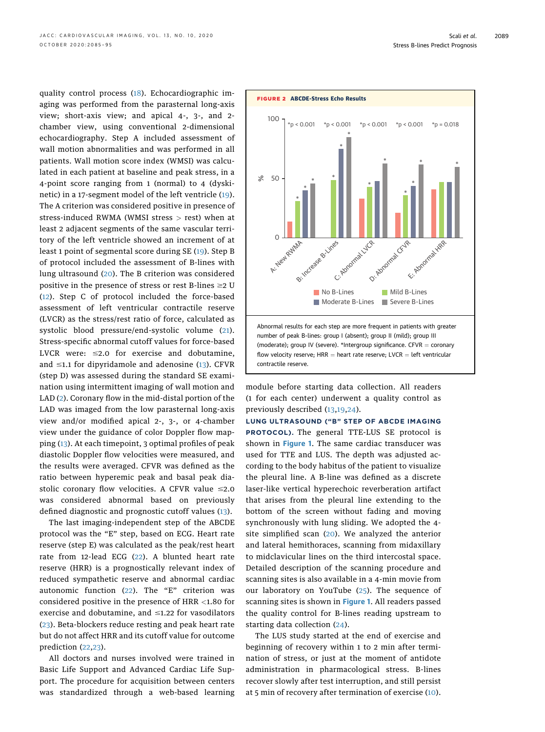quality control process (18). Echocardiographic imaging was performed from the parasternal long-axis view; short-axis view; and apical 4-, 3-, and 2-chamber view, using conventional 2-dimensional echocardiography. Step A included assessment of wall motion abnormalities and was performed in all patients. Wall motion score index (WMSI) was calculated in each patient at baseline and peak stress, in a 4-point score ranging from 1 (normal) to 4 (dyskinetic) in a 17-segment model of the left ventricle (19). The A criterion was considered positive in presence of stress-induced RWMA (WMSI stress > rest) when at least 2 adjacent segments of the same vascular territory of the left ventricle showed an increment of at least 1 point of segmental score during SE (19). Step B of protocol included the assessment of B-lines with lung ultrasound (20). The B criterion was considered positive in the presence of stress or rest B-lines ≥2 U (12). Step C of protocol included the force-based assessment of left ventricular contractile reserve (LVCR) as the stress/rest ratio of force, calculated as systolic blood pressure/end-systolic volume (21). Stress-specific abnormal cutoff values for force-based LVCR were: ≤2.0 for exercise and dobutamine, and ≤1.1 for dipyridamole and adenosine (13). CFVR (step D) was assessed during the standard SE examination using intermittent imaging of wall motion and LAD (2). Coronary flow in the mid-distal portion of the LAD was imaged from the low parasternal long-axis view and/or modified apical 2-, 3-, or 4-chamber view under the guidance of color Doppler flow mapping (13). At each timepoint, 3 optimal profiles of peak diastolic Doppler flow velocities were measured, and the results were averaged. CFVR was defined as the ratio between hyperemic peak and basal peak diastolic coronary flow velocities. A CFVR value ≤2.0 was considered abnormal based on previously defined diagnostic and prognostic cutoff values (13).

The last imaging-independent step of the ABCDE protocol was the "E" step, based on ECG. Heart rate reserve (step E) was calculated as the peak/rest heart rate from 12-lead ECG (22). A blunted heart rate reserve (HRR) is a prognostically relevant index of reduced sympathetic reserve and abnormal cardiac autonomic function (22). The "E" criterion was considered positive in the presence of HRR <1.80 for exercise and dobutamine, and ≤1.22 for vasodilators (23). Beta-blockers reduce resting and peak heart rate but do not affect HRR and its cutoff value for outcome prediction (22,23).

All doctors and nurses involved were trained in Basic Life Support and Advanced Cardiac Life Support. The procedure for acquisition between centers was standardized through a web-based learning module before starting data collection. All readers (1 for each center) underwent a quality control as previously described (13,19,24).

**FIGURE 2** ABCDE-Stress Echo Results

| | No B-Lines | Mild B-Lines | Moderate B-Lines | Severe B-Lines | p |
|---|---|---|---|---|---|
| A: New RWMA | | | | | *p < 0.001 |
| B: Increase B-Lines | | | | | *p < 0.001 |
| C: Abnormal LVCR | | | | | *p < 0.001 |
| D: Abnormal CFVR | | | | | *p < 0.001 |
| E: Abnormal HRR | | | | | *p = 0.018 |

Abnormal results for each step are more frequent in patients with greater number of peak B-lines: group I (absent); group II (mild); group III (moderate); group IV (severe). *Intergroup significance. CFVR = coronary flow velocity reserve; HRR = heart rate reserve; LVCR = left ventricular contractile reserve.

**LUNG ULTRASOUND ("B" STEP OF ABCDE IMAGING PROTOCOL).** The general TTE-LUS SE protocol is shown in Figure 1. The same cardiac transducer was used for TTE and LUS. The depth was adjusted according to the body habitus of the patient to visualize the pleural line. A B-line was defined as a discrete laser-like vertical hyperechoic reverberation artifact that arises from the pleural line extending to the bottom of the screen without fading and moving synchronously with lung sliding. We adopted the 4-site simplified scan (20). We analyzed the anterior and lateral hemithoraces, scanning from midaxillary to midclavicular lines on the third intercostal space. Detailed description of the scanning procedure and scanning sites is also available in a 4-min movie from our laboratory on YouTube (25). The sequence of scanning sites is shown in Figure 1. All readers passed the quality control for B-lines reading upstream to starting data collection (24).

The LUS study started at the end of exercise and beginning of recovery within 1 to 2 min after termination of stress, or just at the moment of antidote administration in pharmacological stress. B-lines recover slowly after test interruption, and still persist at 5 min of recovery after termination of exercise (10).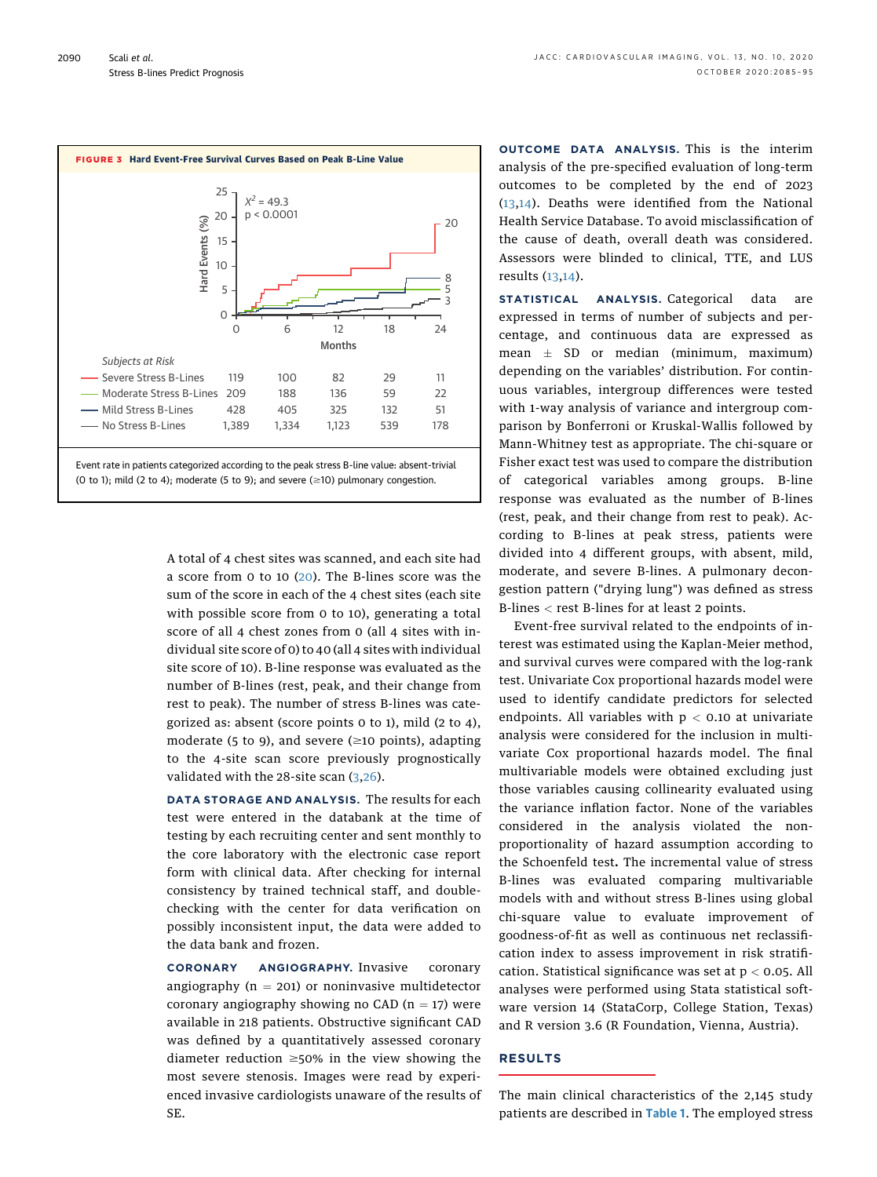**FIGURE 3 Hard Event-Free Survival Curves Based on Peak B-Line Value**

| Subjects at Risk | 0 | 6 | 12 | 18 | 24 |
|---|---|---|---|---|---|
| Severe Stress B-Lines | 119 | 100 | 82 | 29 | 11 |
| Moderate Stress B-Lines | 209 | 188 | 136 | 59 | 22 |
| Mild Stress B-Lines | 428 | 405 | 325 | 132 | 51 |
| No Stress B-Lines | 1,389 | 1,334 | 1,123 | 539 | 178 |

Event rate in patients categorized according to the peak stress B-line value: absent-trivial (0 to 1); mild (2 to 4); moderate (5 to 9); and severe (≥10) pulmonary congestion.

A total of 4 chest sites was scanned, and each site had a score from 0 to 10 (20). The B-lines score was the sum of the score in each of the 4 chest sites (each site with possible score from 0 to 10), generating a total score of all 4 chest zones from 0 (all 4 sites with individual site score of 0) to 40 (all 4 sites with individual site score of 10). B-line response was evaluated as the number of B-lines (rest, peak, and their change from rest to peak). The number of stress B-lines was categorized as: absent (score points 0 to 1), mild (2 to 4), moderate (5 to 9), and severe (≥10 points), adapting to the 4-site scan score previously prognostically validated with the 28-site scan (3,26).

**DATA STORAGE AND ANALYSIS.** The results for each test were entered in the databank at the time of testing by each recruiting center and sent monthly to the core laboratory with the electronic case report form with clinical data. After checking for internal consistency by trained technical staff, and double-checking with the center for data verification on possibly inconsistent input, the data were added to the data bank and frozen.

**CORONARY ANGIOGRAPHY.** Invasive coronary angiography (n = 201) or noninvasive multidetector coronary angiography showing no CAD (n = 17) were available in 218 patients. Obstructive significant CAD was defined by a quantitatively assessed coronary diameter reduction ≥50% in the view showing the most severe stenosis. Images were read by experienced invasive cardiologists unaware of the results of SE.

**OUTCOME DATA ANALYSIS.** This is the interim analysis of the pre-specified evaluation of long-term outcomes to be completed by the end of 2023 (13,14). Deaths were identified from the National Health Service Database. To avoid misclassification of the cause of death, overall death was considered. Assessors were blinded to clinical, TTE, and LUS results (13,14).

**STATISTICAL ANALYSIS.** Categorical data are expressed in terms of number of subjects and percentage, and continuous data are expressed as mean ± SD or median (minimum, maximum) depending on the variables' distribution. For continuous variables, intergroup differences were tested with 1-way analysis of variance and intergroup comparison by Bonferroni or Kruskal-Wallis followed by Mann-Whitney test as appropriate. The chi-square or Fisher exact test was used to compare the distribution of categorical variables among groups. B-line response was evaluated as the number of B-lines (rest, peak, and their change from rest to peak). According to B-lines at peak stress, patients were divided into 4 different groups, with absent, mild, moderate, and severe B-lines. A pulmonary decongestion pattern ("drying lung") was defined as stress B-lines < rest B-lines for at least 2 points.

Event-free survival related to the endpoints of interest was estimated using the Kaplan-Meier method, and survival curves were compared with the log-rank test. Univariate Cox proportional hazards model were used to identify candidate predictors for selected endpoints. All variables with $p < 0.10$ at univariate analysis were considered for the inclusion in multivariate Cox proportional hazards model. The final multivariable models were obtained excluding just those variables causing collinearity evaluated using the variance inflation factor. None of the variables considered in the analysis violated the nonproportionality of hazard assumption according to the Schoenfeld test. The incremental value of stress B-lines was evaluated comparing multivariable models with and without stress B-lines using global chi-square value to evaluate improvement of goodness-of-fit as well as continuous net reclassification index to assess improvement in risk stratification. Statistical significance was set at $p < 0.05$. All analyses were performed using Stata statistical software version 14 (StataCorp, College Station, Texas) and R version 3.6 (R Foundation, Vienna, Austria).

## RESULTS

The main clinical characteristics of the 2,145 study patients are described in Table 1. The employed stress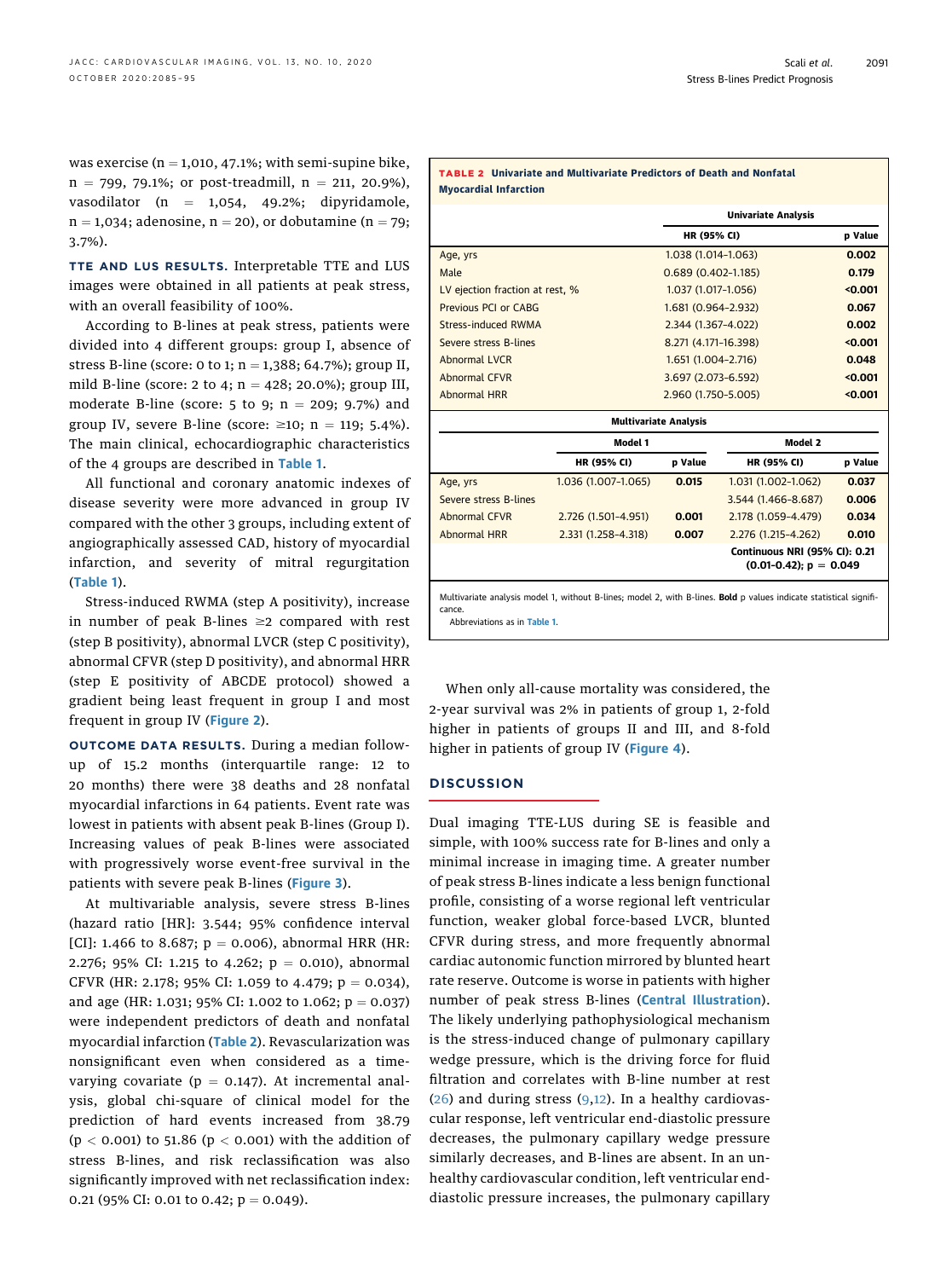was exercise (n = 1,010, 47.1%; with semi-supine bike, n = 799, 79.1%; or post-treadmill, n = 211, 20.9%), vasodilator (n = 1,054, 49.2%; dipyridamole, n = 1,034; adenosine, n = 20), or dobutamine (n = 79; 3.7%).

**TTE AND LUS RESULTS.** Interpretable TTE and LUS images were obtained in all patients at peak stress, with an overall feasibility of 100%.

According to B-lines at peak stress, patients were divided into 4 different groups: group I, absence of stress B-line (score: 0 to 1; n = 1,388; 64.7%); group II, mild B-line (score: 2 to 4; n = 428; 20.0%); group III, moderate B-line (score: 5 to 9; n = 209; 9.7%) and group IV, severe B-line (score: ≥10; n = 119; 5.4%). The main clinical, echocardiographic characteristics of the 4 groups are described in Table 1.

All functional and coronary anatomic indexes of disease severity were more advanced in group IV compared with the other 3 groups, including extent of angiographically assessed CAD, history of myocardial infarction, and severity of mitral regurgitation (Table 1).

Stress-induced RWMA (step A positivity), increase in number of peak B-lines ≥2 compared with rest (step B positivity), abnormal LVCR (step C positivity), abnormal CFVR (step D positivity), and abnormal HRR (step E positivity of ABCDE protocol) showed a gradient being least frequent in group I and most frequent in group IV (Figure 2).

**OUTCOME DATA RESULTS.** During a median follow-up of 15.2 months (interquartile range: 12 to 20 months) there were 38 deaths and 28 nonfatal myocardial infarctions in 64 patients. Event rate was lowest in patients with absent peak B-lines (Group I). Increasing values of peak B-lines were associated with progressively worse event-free survival in the patients with severe peak B-lines (Figure 3).

At multivariable analysis, severe stress B-lines (hazard ratio [HR]: 3.544; 95% confidence interval [CI]: 1.466 to 8.687; p = 0.006), abnormal HRR (HR: 2.276; 95% CI: 1.215 to 4.262; p = 0.010), abnormal CFVR (HR: 2.178; 95% CI: 1.059 to 4.479; p = 0.034), and age (HR: 1.031; 95% CI: 1.002 to 1.062; p = 0.037) were independent predictors of death and nonfatal myocardial infarction (Table 2). Revascularization was nonsignificant even when considered as a time-varying covariate (p = 0.147). At incremental analysis, global chi-square of clinical model for the prediction of hard events increased from 38.79 (p < 0.001) to 51.86 (p < 0.001) with the addition of stress B-lines, and risk reclassification was also significantly improved with net reclassification index: 0.21 (95% CI: 0.01 to 0.42; p = 0.049).

**TABLE 2 Univariate and Multivariate Predictors of Death and Nonfatal Myocardial Infarction**

| | Univariate Analysis | |
|---|---|---|
| | HR (95% CI) | p Value |
| Age, yrs | 1.038 (1.014–1.063) | **0.002** |
| Male | 0.689 (0.402–1.185) | **0.179** |
| LV ejection fraction at rest, % | 1.037 (1.017–1.056) | **<0.001** |
| Previous PCI or CABG | 1.681 (0.964–2.932) | **0.067** |
| Stress-induced RWMA | 2.344 (1.367–4.022) | **0.002** |
| Severe stress B-lines | 8.271 (4.171–16.398) | **<0.001** |
| Abnormal LVCR | 1.651 (1.004–2.716) | **0.048** |
| Abnormal CFVR | 3.697 (2.073–6.592) | **<0.001** |
| Abnormal HRR | 2.960 (1.750–5.005) | **<0.001** |

| Multivariate Analysis | Model 1 | | Model 2 | |
|---|---|---|---|---|
| | HR (95% CI) | p Value | HR (95% CI) | p Value |
| Age, yrs | 1.036 (1.007–1.065) | **0.015** | 1.031 (1.002–1.062) | **0.037** |
| Severe stress B-lines | | | 3.544 (1.466–8.687) | **0.006** |
| Abnormal CFVR | 2.726 (1.501–4.951) | **0.001** | 2.178 (1.059–4.479) | **0.034** |
| Abnormal HRR | 2.331 (1.258–4.318) | **0.007** | 2.276 (1.215–4.262) | **0.010** |
| | | | Continuous NRI (95% CI): 0.21 (0.01–0.42); p = 0.049 | |

Multivariate analysis model 1, without B-lines; model 2, with B-lines. **Bold** p values indicate statistical significance.
Abbreviations as in Table 1.

When only all-cause mortality was considered, the 2-year survival was 2% in patients of group 1, 2-fold higher in patients of groups II and III, and 8-fold higher in patients of group IV (Figure 4).

## DISCUSSION

Dual imaging TTE-LUS during SE is feasible and simple, with 100% success rate for B-lines and only a minimal increase in imaging time. A greater number of peak stress B-lines indicate a less benign functional profile, consisting of a worse regional left ventricular function, weaker global force-based LVCR, blunted CFVR during stress, and more frequently abnormal cardiac autonomic function mirrored by blunted heart rate reserve. Outcome is worse in patients with higher number of peak stress B-lines (Central Illustration). The likely underlying pathophysiological mechanism is the stress-induced change of pulmonary capillary wedge pressure, which is the driving force for fluid filtration and correlates with B-line number at rest (26) and during stress (9,12). In a healthy cardiovascular response, left ventricular end-diastolic pressure decreases, the pulmonary capillary wedge pressure similarly decreases, and B-lines are absent. In an unhealthy cardiovascular condition, left ventricular end-diastolic pressure increases, the pulmonary capillary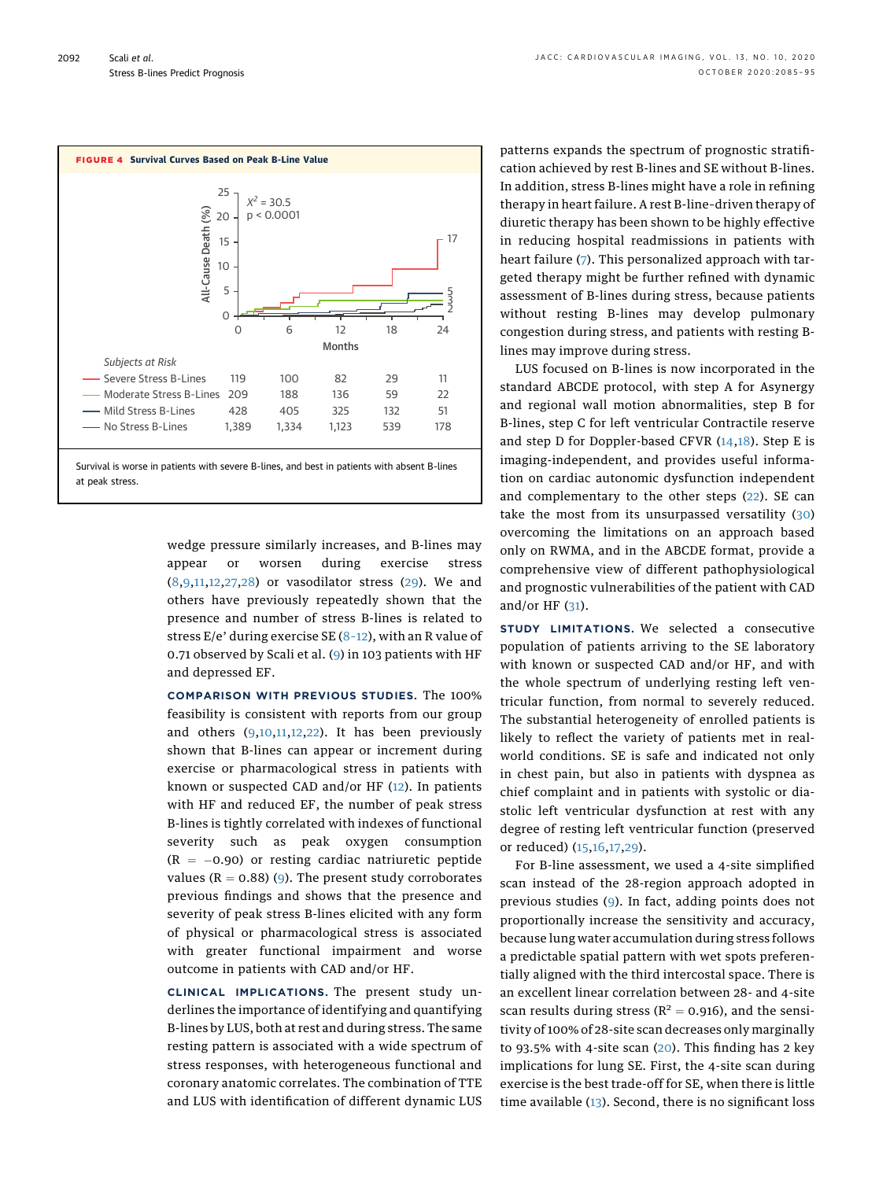**FIGURE 4 Survival Curves Based on Peak B-Line Value**

| Subjects at Risk | 0 | 6 | 12 | 18 | 24 |
|---|---|---|---|---|---|
| Severe Stress B-Lines | 119 | 100 | 82 | 29 | 11 |
| Moderate Stress B-Lines | 209 | 188 | 136 | 59 | 22 |
| Mild Stress B-Lines | 428 | 405 | 325 | 132 | 51 |
| No Stress B-Lines | 1,389 | 1,334 | 1,123 | 539 | 178 |

$X^2 = 30.5$, $p < 0.0001$

Survival is worse in patients with severe B-lines, and best in patients with absent B-lines at peak stress.

wedge pressure similarly increases, and B-lines may appear or worsen during exercise stress (8,9,11,12,27,28) or vasodilator stress (29). We and others have previously repeatedly shown that the presence and number of stress B-lines is related to stress E/e' during exercise SE (8–12), with an R value of 0.71 observed by Scali et al. (9) in 103 patients with HF and depressed EF.

**COMPARISON WITH PREVIOUS STUDIES.** The 100% feasibility is consistent with reports from our group and others (9,10,11,12,22). It has been previously shown that B-lines can appear or increment during exercise or pharmacological stress in patients with known or suspected CAD and/or HF (12). In patients with HF and reduced EF, the number of peak stress B-lines is tightly correlated with indexes of functional severity such as peak oxygen consumption ($R = -0.90$) or resting cardiac natriuretic peptide values ($R = 0.88$) (9). The present study corroborates previous findings and shows that the presence and severity of peak stress B-lines elicited with any form of physical or pharmacological stress is associated with greater functional impairment and worse outcome in patients with CAD and/or HF.

**CLINICAL IMPLICATIONS.** The present study underlines the importance of identifying and quantifying B-lines by LUS, both at rest and during stress. The same resting pattern is associated with a wide spectrum of stress responses, with heterogeneous functional and coronary anatomic correlates. The combination of TTE and LUS with identification of different dynamic LUS patterns expands the spectrum of prognostic stratification achieved by rest B-lines and SE without B-lines. In addition, stress B-lines might have a role in refining therapy in heart failure. A rest B-line-driven therapy of diuretic therapy has been shown to be highly effective in reducing hospital readmissions in patients with heart failure (7). This personalized approach with targeted therapy might be further refined with dynamic assessment of B-lines during stress, because patients without resting B-lines may develop pulmonary congestion during stress, and patients with resting B-lines may improve during stress.

LUS focused on B-lines is now incorporated in the standard ABCDE protocol, with step A for Asynergy and regional wall motion abnormalities, step B for B-lines, step C for left ventricular Contractile reserve and step D for Doppler-based CFVR (14,18). Step E is imaging-independent, and provides useful information on cardiac autonomic dysfunction independent and complementary to the other steps (22). SE can take the most from its unsurpassed versatility (30) overcoming the limitations on an approach based only on RWMA, and in the ABCDE format, provide a comprehensive view of different pathophysiological and prognostic vulnerabilities of the patient with CAD and/or HF (31).

**STUDY LIMITATIONS.** We selected a consecutive population of patients arriving to the SE laboratory with known or suspected CAD and/or HF, and with the whole spectrum of underlying resting left ventricular function, from normal to severely reduced. The substantial heterogeneity of enrolled patients is likely to reflect the variety of patients met in real-world conditions. SE is safe and indicated not only in chest pain, but also in patients with dyspnea as chief complaint and in patients with systolic or diastolic left ventricular dysfunction at rest with any degree of resting left ventricular function (preserved or reduced) (15,16,17,29).

For B-line assessment, we used a 4-site simplified scan instead of the 28-region approach adopted in previous studies (9). In fact, adding points does not proportionally increase the sensitivity and accuracy, because lung water accumulation during stress follows a predictable spatial pattern with wet spots preferentially aligned with the third intercostal space. There is an excellent linear correlation between 28- and 4-site scan results during stress ($R^2 = 0.916$), and the sensitivity of 100% of 28-site scan decreases only marginally to 93.5% with 4-site scan (20). This finding has 2 key implications for lung SE. First, the 4-site scan during exercise is the best trade-off for SE, when there is little time available (13). Second, there is no significant loss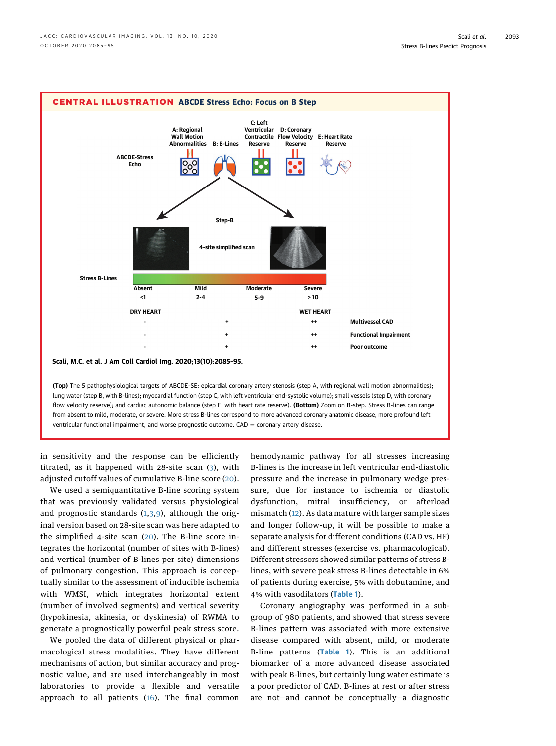## CENTRAL ILLUSTRATION ABCDE Stress Echo: Focus on B Step

Scali, M.C. et al. J Am Coll Cardiol Img. 2020;13(10):2085–95.

**(Top)** The 5 pathophysiological targets of ABCDE-SE: epicardial coronary artery stenosis (step A, with regional wall motion abnormalities); lung water (step B, with B-lines); myocardial function (step C, with left ventricular end-systolic volume); small vessels (step D, with coronary flow velocity reserve); and cardiac autonomic balance (step E, with heart rate reserve). **(Bottom)** Zoom on B-step. Stress B-lines can range from absent to mild, moderate, or severe. More stress B-lines correspond to more advanced coronary anatomic disease, more profound left ventricular functional impairment, and worse prognostic outcome. CAD = coronary artery disease.

in sensitivity and the response can be efficiently titrated, as it happened with 28-site scan (3), with adjusted cutoff values of cumulative B-line score (20).

We used a semiquantitative B-line scoring system that was previously validated versus physiological and prognostic standards (1,3,9), although the original version based on 28-site scan was here adapted to the simplified 4-site scan (20). The B-line score integrates the horizontal (number of sites with B-lines) and vertical (number of B-lines per site) dimensions of pulmonary congestion. This approach is conceptually similar to the assessment of inducible ischemia with WMSI, which integrates horizontal extent (number of involved segments) and vertical severity (hypokinesia, akinesia, or dyskinesia) of RWMA to generate a prognostically powerful peak stress score.

We pooled the data of different physical or pharmacological stress modalities. They have different mechanisms of action, but similar accuracy and prognostic value, and are used interchangeably in most laboratories to provide a flexible and versatile approach to all patients (16). The final common hemodynamic pathway for all stresses increasing B-lines is the increase in left ventricular end-diastolic pressure and the increase in pulmonary wedge pressure, due for instance to ischemia or diastolic dysfunction, mitral insufficiency, or afterload mismatch (12). As data mature with larger sample sizes and longer follow-up, it will be possible to make a separate analysis for different conditions (CAD vs. HF) and different stresses (exercise vs. pharmacological). Different stressors showed similar patterns of stress B-lines, with severe peak stress B-lines detectable in 6% of patients during exercise, 5% with dobutamine, and 4% with vasodilators (Table 1).

Coronary angiography was performed in a subgroup of 980 patients, and showed that stress severe B-lines pattern was associated with more extensive disease compared with absent, mild, or moderate B-line patterns (Table 1). This is an additional biomarker of a more advanced disease associated with peak B-lines, but certainly lung water estimate is a poor predictor of CAD. B-lines at rest or after stress are not—and cannot be conceptually—a diagnostic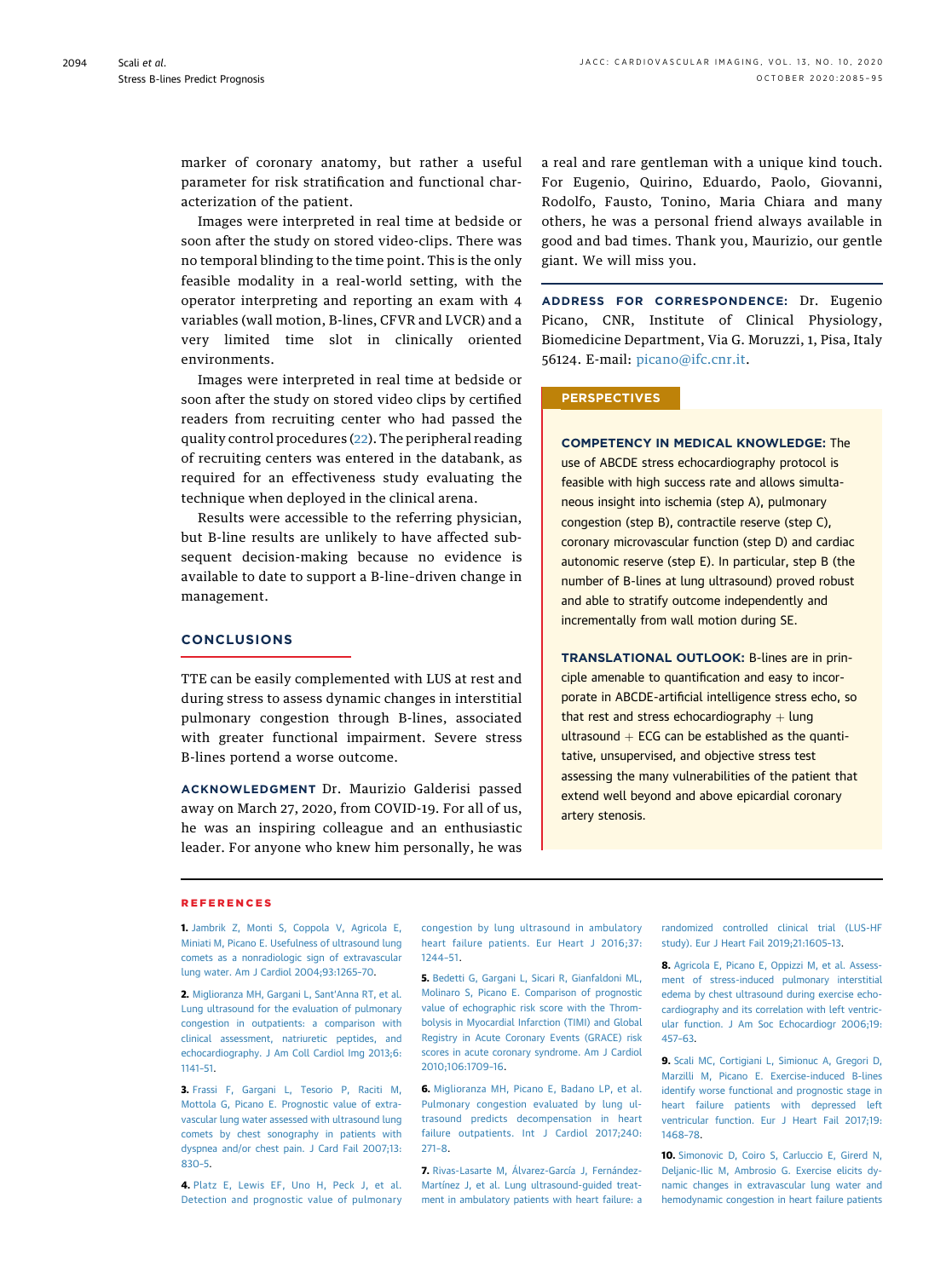marker of coronary anatomy, but rather a useful parameter for risk stratification and functional characterization of the patient.

Images were interpreted in real time at bedside or soon after the study on stored video-clips. There was no temporal blinding to the time point. This is the only feasible modality in a real-world setting, with the operator interpreting and reporting an exam with 4 variables (wall motion, B-lines, CFVR and LVCR) and a very limited time slot in clinically oriented environments.

Images were interpreted in real time at bedside or soon after the study on stored video clips by certified readers from recruiting center who had passed the quality control procedures (22). The peripheral reading of recruiting centers was entered in the databank, as required for an effectiveness study evaluating the technique when deployed in the clinical arena.

Results were accessible to the referring physician, but B-line results are unlikely to have affected subsequent decision-making because no evidence is available to date to support a B-line-driven change in management.

## CONCLUSIONS

TTE can be easily complemented with LUS at rest and during stress to assess dynamic changes in interstitial pulmonary congestion through B-lines, associated with greater functional impairment. Severe stress B-lines portend a worse outcome.

**ACKNOWLEDGMENT** Dr. Maurizio Galderisi passed away on March 27, 2020, from COVID-19. For all of us, he was an inspiring colleague and an enthusiastic leader. For anyone who knew him personally, he was a real and rare gentleman with a unique kind touch. For Eugenio, Quirino, Eduardo, Paolo, Giovanni, Rodolfo, Fausto, Tonino, Maria Chiara and many others, he was a personal friend always available in good and bad times. Thank you, Maurizio, our gentle giant. We will miss you.

**ADDRESS FOR CORRESPONDENCE:** Dr. Eugenio Picano, CNR, Institute of Clinical Physiology, Biomedicine Department, Via G. Moruzzi, 1, Pisa, Italy 56124. E-mail: picano@ifc.cnr.it.

## PERSPECTIVES

**COMPETENCY IN MEDICAL KNOWLEDGE:** The use of ABCDE stress echocardiography protocol is feasible with high success rate and allows simultaneous insight into ischemia (step A), pulmonary congestion (step B), contractile reserve (step C), coronary microvascular function (step D) and cardiac autonomic reserve (step E). In particular, step B (the number of B-lines at lung ultrasound) proved robust and able to stratify outcome independently and incrementally from wall motion during SE.

**TRANSLATIONAL OUTLOOK:** B-lines are in principle amenable to quantification and easy to incorporate in ABCDE-artificial intelligence stress echo, so that rest and stress echocardiography + lung ultrasound + ECG can be established as the quantitative, unsupervised, and objective stress test assessing the many vulnerabilities of the patient that extend well beyond and above epicardial coronary artery stenosis.

## REFERENCES

1. Jambrik Z, Monti S, Coppola V, Agricola E, Miniati M, Picano E. Usefulness of ultrasound lung comets as a nonradiologic sign of extravascular lung water. Am J Cardiol 2004;93:1265–70.

2. Miglioranza MH, Gargani L, Sant'Anna RT, et al. Lung ultrasound for the evaluation of pulmonary congestion in outpatients: a comparison with clinical assessment, natriuretic peptides, and echocardiography. J Am Coll Cardiol Img 2013;6:1141–51.

3. Frassi F, Gargani L, Tesorio P, Raciti M, Mottola G, Picano E. Prognostic value of extravascular lung water assessed with ultrasound lung comets by chest sonography in patients with dyspnea and/or chest pain. J Card Fail 2007;13:830–5.

4. Platz E, Lewis EF, Uno H, Peck J, et al. Detection and prognostic value of pulmonary congestion by lung ultrasound in ambulatory heart failure patients. Eur Heart J 2016;37:1244–51.

5. Bedetti G, Gargani L, Sicari R, Gianfaldoni ML, Molinaro S, Picano E. Comparison of prognostic value of echographic risk score with the Thrombolysis in Myocardial Infarction (TIMI) and Global Registry in Acute Coronary Events (GRACE) risk scores in acute coronary syndrome. Am J Cardiol 2010;106:1709–16.

6. Miglioranza MH, Picano E, Badano LP, et al. Pulmonary congestion evaluated by lung ultrasound predicts decompensation in heart failure outpatients. Int J Cardiol 2017;240:271–8.

7. Rivas-Lasarte M, Álvarez-García J, Fernández-Martínez J, et al. Lung ultrasound-guided treatment in ambulatory patients with heart failure: a randomized controlled clinical trial (LUS-HF study). Eur J Heart Fail 2019;21:1605–13.

8. Agricola E, Picano E, Oppizzi M, et al. Assessment of stress-induced pulmonary interstitial edema by chest ultrasound during exercise echocardiography and its correlation with left ventricular function. J Am Soc Echocardiogr 2006;19:457–63.

9. Scali MC, Cortigiani L, Simionuc A, Gregori D, Marzilli M, Picano E. Exercise-induced B-lines identify worse functional and prognostic stage in heart failure patients with depressed left ventricular function. Eur J Heart Fail 2017;19:1468–78.

10. Simonovic D, Coiro S, Carluccio E, Girerd N, Deljanic-Ilic M, Ambrosio G. Exercise elicits dynamic changes in extravascular lung water and hemodynamic congestion in heart failure patients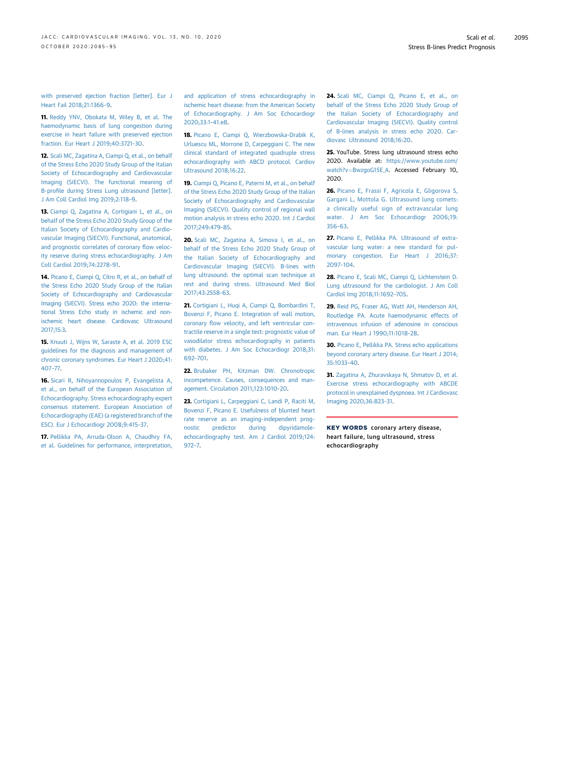with preserved ejection fraction [letter]. Eur J Heart Fail 2018;21:1366–9.

**11.** Reddy YNV, Obokata M, Wiley B, et al. The haemodynamic basis of lung congestion during exercise in heart failure with preserved ejection fraction. Eur Heart J 2019;40:3721–30.

**12.** Scali MC, Zagatina A, Ciampi Q, et al., on behalf of the Stress Echo 2020 Study Group of the Italian Society of Echocardiography and Cardiovascular Imaging (SIECVI). The functional meaning of B-profile during Stress Lung ultrasound [letter]. J Am Coll Cardiol Img 2019;2:118–9.

**13.** Ciampi Q, Zagatina A, Cortigiani L, et al., on behalf of the Stress Echo 2020 Study Group of the Italian Society of Echocardiography and Cardiovascular Imaging (SIECVI). Functional, anatomical, and prognostic correlates of coronary flow velocity reserve during stress echocardiography. J Am Coll Cardiol 2019;74:2278–91.

**14.** Picano E, Ciampi Q, Citro R, et al., on behalf of the Stress Echo 2020 Study Group of the Italian Society of Echocardiography and Cardiovascular Imaging (SIECVI). Stress echo 2020: the international Stress Echo study in ischemic and non-ischemic heart disease. Cardiovasc Ultrasound 2017;15:3.

**15.** Knuuti J, Wijns W, Saraste A, et al. 2019 ESC guidelines for the diagnosis and management of chronic coronary syndromes. Eur Heart J 2020;41:407–77.

**16.** Sicari R, Nihoyannopoulos P, Evangelista A, et al., on behalf of the European Association of Echocardiography. Stress echocardiography expert consensus statement. European Association of Echocardiography (EAE) (a registered branch of the ESC). Eur J Echocardiogr 2008;9:415–37.

**17.** Pellikka PA, Arruda-Olson A, Chaudhry FA, et al. Guidelines for performance, interpretation, and application of stress echocardiography in ischemic heart disease: from the American Society of Echocardiography. J Am Soc Echocardiogr 2020;33:1–41.e8.

**18.** Picano E, Ciampi Q, Wierzbowska-Drabik K, Urluescu ML, Morrone D, Carpeggiani C. The new clinical standard of integrated quadruple stress echocardiography with ABCD protocol. Cardiov Ultrasound 2018;16:22.

**19.** Ciampi Q, Picano E, Paterni M, et al., on behalf of the Stress Echo 2020 Study Group of the Italian Society of Echocardiography and Cardiovascular Imaging (SIECVI). Quality control of regional wall motion analysis in stress echo 2020. Int J Cardiol 2017;249:479–85.

**20.** Scali MC, Zagatina A, Simova I, et al., on behalf of the Stress Echo 2020 Study Group of the Italian Society of Echocardiography and Cardiovascular Imaging (SIECVI). B-lines with lung ultrasound: the optimal scan technique at rest and during stress. Ultrasound Med Biol 2017;43:2558–63.

**21.** Cortigiani L, Huqi A, Ciampi Q, Bombardini T, Bovenzi F, Picano E. Integration of wall motion, coronary flow velocity, and left ventricular contractile reserve in a single test: prognostic value of vasodilator stress echocardiography in patients with diabetes. J Am Soc Echocardiogr 2018;31:692–701.

**22.** Brubaker PH, Kitzman DW. Chronotropic incompetence. Causes, consequences and management. Circulation 2011;123:1010–20.

**23.** Cortigiani L, Carpeggiani C, Landi P, Raciti M, Bovenzi F, Picano E. Usefulness of blunted heart rate reserve as an imaging-independent prognostic predictor during dipyridamole-echocardiography test. Am J Cardiol 2019;124:972–7.

**24.** Scali MC, Ciampi Q, Picano E, et al., on behalf of the Stress Echo 2020 Study Group of the Italian Society of Echocardiography and Cardiovascular Imaging (SIECVI). Quality control of B-lines analysis in stress echo 2020. Cardiovasc Ultrasound 2018;16:20.

**25.** YouTube. Stress lung ultrasound stress echo 2020. Available at: https://www.youtube.com/watch?v=BwzgoG15E_A. Accessed February 10, 2020.

**26.** Picano E, Frassi F, Agricola E, Gligorova S, Gargani L, Mottola G. Ultrasound lung comets: a clinically useful sign of extravascular lung water. J Am Soc Echocardiogr 2006;19:356–63.

**27.** Picano E, Pellikka PA. Ultrasound of extravascular lung water: a new standard for pulmonary congestion. Eur Heart J 2016;37:2097–104.

**28.** Picano E, Scali MC, Ciampi Q, Lichtenstein D. Lung ultrasound for the cardiologist. J Am Coll Cardiol Img 2018;11:1692–705.

**29.** Reid PG, Fraser AG, Watt AH, Henderson AH, Routledge PA. Acute haemodynamic effects of intravenous infusion of adenosine in conscious man. Eur Heart J 1990;11:1018–28.

**30.** Picano E, Pellikka PA. Stress echo applications beyond coronary artery disease. Eur Heart J 2014;35:1033–40.

**31.** Zagatina A, Zhuravskaya N, Shmatov D, et al. Exercise stress echocardiography with ABCDE protocol in unexplained dyspnoea. Int J Cardiovasc Imaging 2020;36:823–31.

**KEY WORDS** coronary artery disease, heart failure, lung ultrasound, stress echocardiography